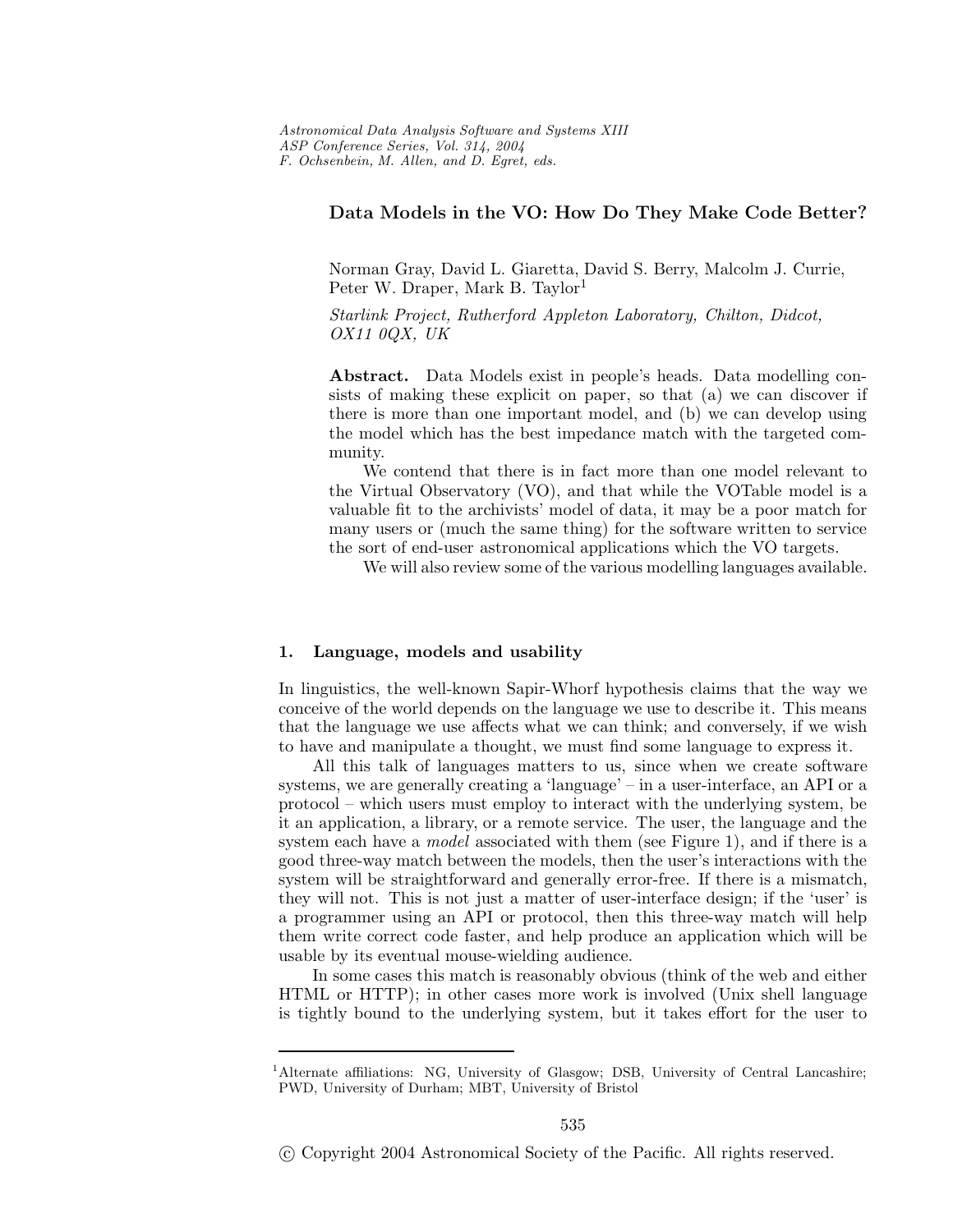# Data Models in the VO: How Do They Make Code Better?

Norman Gray, David L. Giaretta, David S. Berry, Malcolm J. Currie, Peter W. Draper, Mark B. Taylor[1]

*Starlink Project, Rutherford Appleton Laboratory, Chilton, Didcot, OX11 0QX, UK*

**Abstract.** Data Models exist in people's heads. Data modelling consists of making these explicit on paper, so that (a) we can discover if there is more than one important model, and (b) we can develop using the model which has the best impedance match with the targeted community.

We contend that there is in fact more than one model relevant to the Virtual Observatory (VO), and that while the VOTable model is a valuable fit to the archivists' model of data, it may be a poor match for many users or (much the same thing) for the software written to service the sort of end-user astronomical applications which the VO targets.

We will also review some of the various modelling languages available.

## 1. Language, models and usability

In linguistics, the well-known Sapir-Whorf hypothesis claims that the way we conceive of the world depends on the language we use to describe it. This means that the language we use affects what we can think; and conversely, if we wish to have and manipulate a thought, we must find some language to express it.

All this talk of languages matters to us, since when we create software systems, we are generally creating a 'language' – in a user-interface, an API or a protocol – which users must employ to interact with the underlying system, be it an application, a library, or a remote service. The user, the language and the system each have a *model* associated with them (see Figure 1), and if there is a good three-way match between the models, then the user's interactions with the system will be straightforward and generally error-free. If there is a mismatch, they will not. This is not just a matter of user-interface design; if the 'user' is a programmer using an API or protocol, then this three-way match will help them write correct code faster, and help produce an application which will be usable by its eventual mouse-wielding audience.

In some cases this match is reasonably obvious (think of the web and either HTML or HTTP); in other cases more work is involved (Unix shell language is tightly bound to the underlying system, but it takes effort for the user to

[1] Alternate affiliations: NG, University of Glasgow; DSB, University of Central Lancashire; PWD, University of Durham; MBT, University of Bristol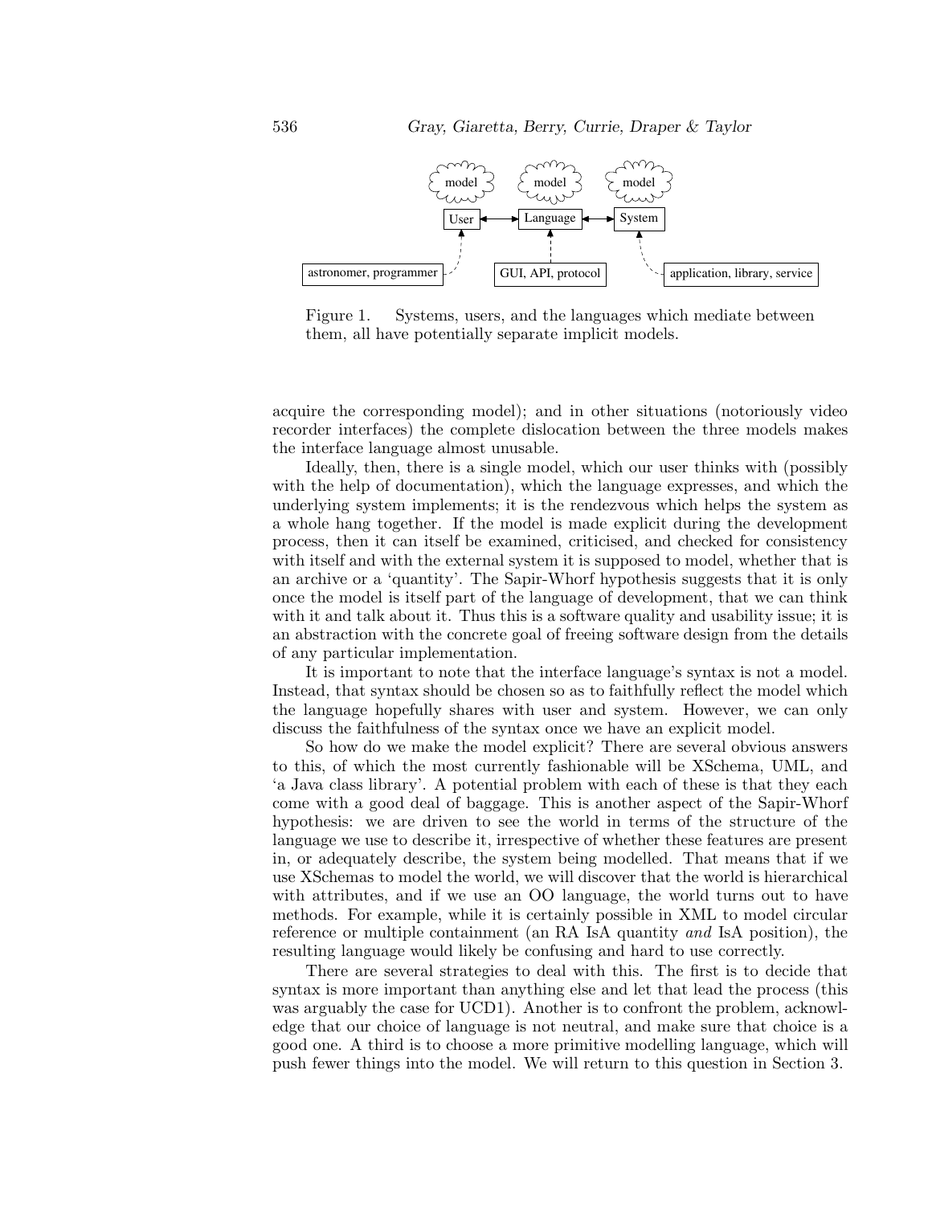Figure 1. Systems, users, and the languages which mediate between them, all have potentially separate implicit models.

acquire the corresponding model); and in other situations (notoriously video recorder interfaces) the complete dislocation between the three models makes the interface language almost unusable.

Ideally, then, there is a single model, which our user thinks with (possibly with the help of documentation), which the language expresses, and which the underlying system implements; it is the rendezvous which helps the system as a whole hang together. If the model is made explicit during the development process, then it can itself be examined, criticised, and checked for consistency with itself and with the external system it is supposed to model, whether that is an archive or a 'quantity'. The Sapir-Whorf hypothesis suggests that it is only once the model is itself part of the language of development, that we can think with it and talk about it. Thus this is a software quality and usability issue; it is an abstraction with the concrete goal of freeing software design from the details of any particular implementation.

It is important to note that the interface language's syntax is not a model. Instead, that syntax should be chosen so as to faithfully reflect the model which the language hopefully shares with user and system. However, we can only discuss the faithfulness of the syntax once we have an explicit model.

So how do we make the model explicit? There are several obvious answers to this, of which the most currently fashionable will be XSchema, UML, and 'a Java class library'. A potential problem with each of these is that they each come with a good deal of baggage. This is another aspect of the Sapir-Whorf hypothesis: we are driven to see the world in terms of the structure of the language we use to describe it, irrespective of whether these features are present in, or adequately describe, the system being modelled. That means that if we use XSchemas to model the world, we will discover that the world is hierarchical with attributes, and if we use an OO language, the world turns out to have methods. For example, while it is certainly possible in XML to model circular reference or multiple containment (an RA IsA quantity *and* IsA position), the resulting language would likely be confusing and hard to use correctly.

There are several strategies to deal with this. The first is to decide that syntax is more important than anything else and let that lead the process (this was arguably the case for UCD1). Another is to confront the problem, acknowledge that our choice of language is not neutral, and make sure that choice is a good one. A third is to choose a more primitive modelling language, which will push fewer things into the model. We will return to this question in Section 3.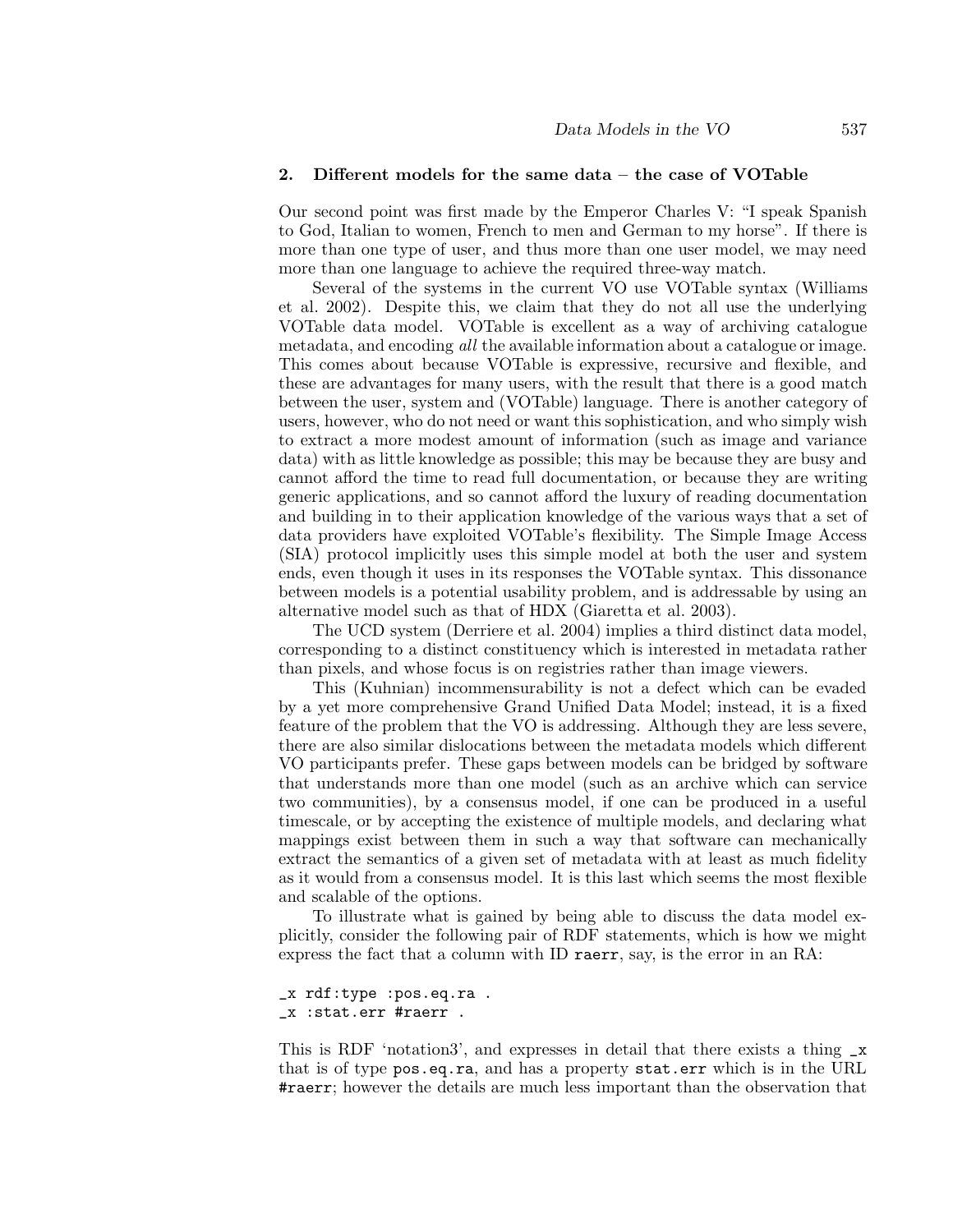## 2. Different models for the same data – the case of VOTable

Our second point was first made by the Emperor Charles V: "I speak Spanish to God, Italian to women, French to men and German to my horse". If there is more than one type of user, and thus more than one user model, we may need more than one language to achieve the required three-way match.

Several of the systems in the current VO use VOTable syntax (Williams et al. 2002). Despite this, we claim that they do not all use the underlying VOTable data model. VOTable is excellent as a way of archiving catalogue metadata, and encoding *all* the available information about a catalogue or image. This comes about because VOTable is expressive, recursive and flexible, and these are advantages for many users, with the result that there is a good match between the user, system and (VOTable) language. There is another category of users, however, who do not need or want this sophistication, and who simply wish to extract a more modest amount of information (such as image and variance data) with as little knowledge as possible; this may be because they are busy and cannot afford the time to read full documentation, or because they are writing generic applications, and so cannot afford the luxury of reading documentation and building in to their application knowledge of the various ways that a set of data providers have exploited VOTable's flexibility. The Simple Image Access (SIA) protocol implicitly uses this simple model at both the user and system ends, even though it uses in its responses the VOTable syntax. This dissonance between models is a potential usability problem, and is addressable by using an alternative model such as that of HDX (Giaretta et al. 2003).

The UCD system (Derriere et al. 2004) implies a third distinct data model, corresponding to a distinct constituency which is interested in metadata rather than pixels, and whose focus is on registries rather than image viewers.

This (Kuhnian) incommensurability is not a defect which can be evaded by a yet more comprehensive Grand Unified Data Model; instead, it is a fixed feature of the problem that the VO is addressing. Although they are less severe, there are also similar dislocations between the metadata models which different VO participants prefer. These gaps between models can be bridged by software that understands more than one model (such as an archive which can service two communities), by a consensus model, if one can be produced in a useful timescale, or by accepting the existence of multiple models, and declaring what mappings exist between them in such a way that software can mechanically extract the semantics of a given set of metadata with at least as much fidelity as it would from a consensus model. It is this last which seems the most flexible and scalable of the options.

To illustrate what is gained by being able to discuss the data model explicitly, consider the following pair of RDF statements, which is how we might express the fact that a column with ID `raerr`, say, is the error in an RA:

```
_x rdf:type :pos.eq.ra .
_x :stat.err #raerr .
```

This is RDF 'notation3', and expresses in detail that there exists a thing `_x` that is of type `pos.eq.ra`, and has a property `stat.err` which is in the URL `#raerr`; however the details are much less important than the observation that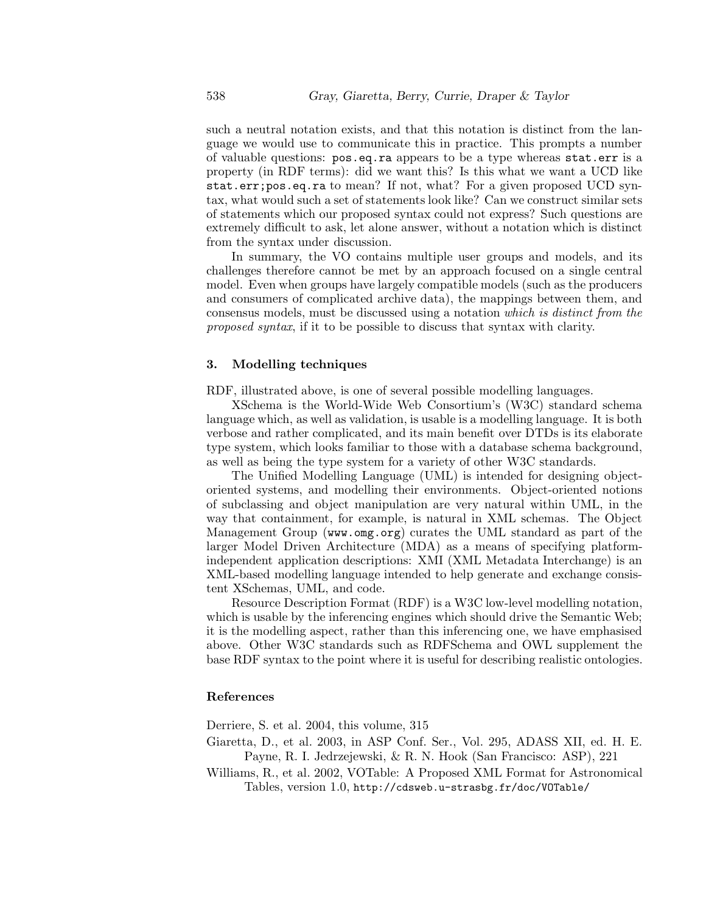such a neutral notation exists, and that this notation is distinct from the language we would use to communicate this in practice. This prompts a number of valuable questions: `pos.eq.ra` appears to be a type whereas `stat.err` is a property (in RDF terms): did we want this? Is this what we want a UCD like `stat.err;pos.eq.ra` to mean? If not, what? For a given proposed UCD syntax, what would such a set of statements look like? Can we construct similar sets of statements which our proposed syntax could not express? Such questions are extremely difficult to ask, let alone answer, without a notation which is distinct from the syntax under discussion.

In summary, the VO contains multiple user groups and models, and its challenges therefore cannot be met by an approach focused on a single central model. Even when groups have largely compatible models (such as the producers and consumers of complicated archive data), the mappings between them, and consensus models, must be discussed using a notation *which is distinct from the proposed syntax*, if it to be possible to discuss that syntax with clarity.

## 3. Modelling techniques

RDF, illustrated above, is one of several possible modelling languages.

XSchema is the World-Wide Web Consortium's (W3C) standard schema language which, as well as validation, is usable is a modelling language. It is both verbose and rather complicated, and its main benefit over DTDs is its elaborate type system, which looks familiar to those with a database schema background, as well as being the type system for a variety of other W3C standards.

The Unified Modelling Language (UML) is intended for designing object-oriented systems, and modelling their environments. Object-oriented notions of subclassing and object manipulation are very natural within UML, in the way that containment, for example, is natural in XML schemas. The Object Management Group (`www.omg.org`) curates the UML standard as part of the larger Model Driven Architecture (MDA) as a means of specifying platform-independent application descriptions: XMI (XML Metadata Interchange) is an XML-based modelling language intended to help generate and exchange consistent XSchemas, UML, and code.

Resource Description Format (RDF) is a W3C low-level modelling notation, which is usable by the inferencing engines which should drive the Semantic Web; it is the modelling aspect, rather than this inferencing one, we have emphasised above. Other W3C standards such as RDFSchema and OWL supplement the base RDF syntax to the point where it is useful for describing realistic ontologies.

## References

Derriere, S. et al. 2004, this volume, 315

Giaretta, D., et al. 2003, in ASP Conf. Ser., Vol. 295, ADASS XII, ed. H. E. Payne, R. I. Jedrzejewski, & R. N. Hook (San Francisco: ASP), 221

Williams, R., et al. 2002, VOTable: A Proposed XML Format for Astronomical Tables, version 1.0, `http://cdsweb.u-strasbg.fr/doc/VOTable/`